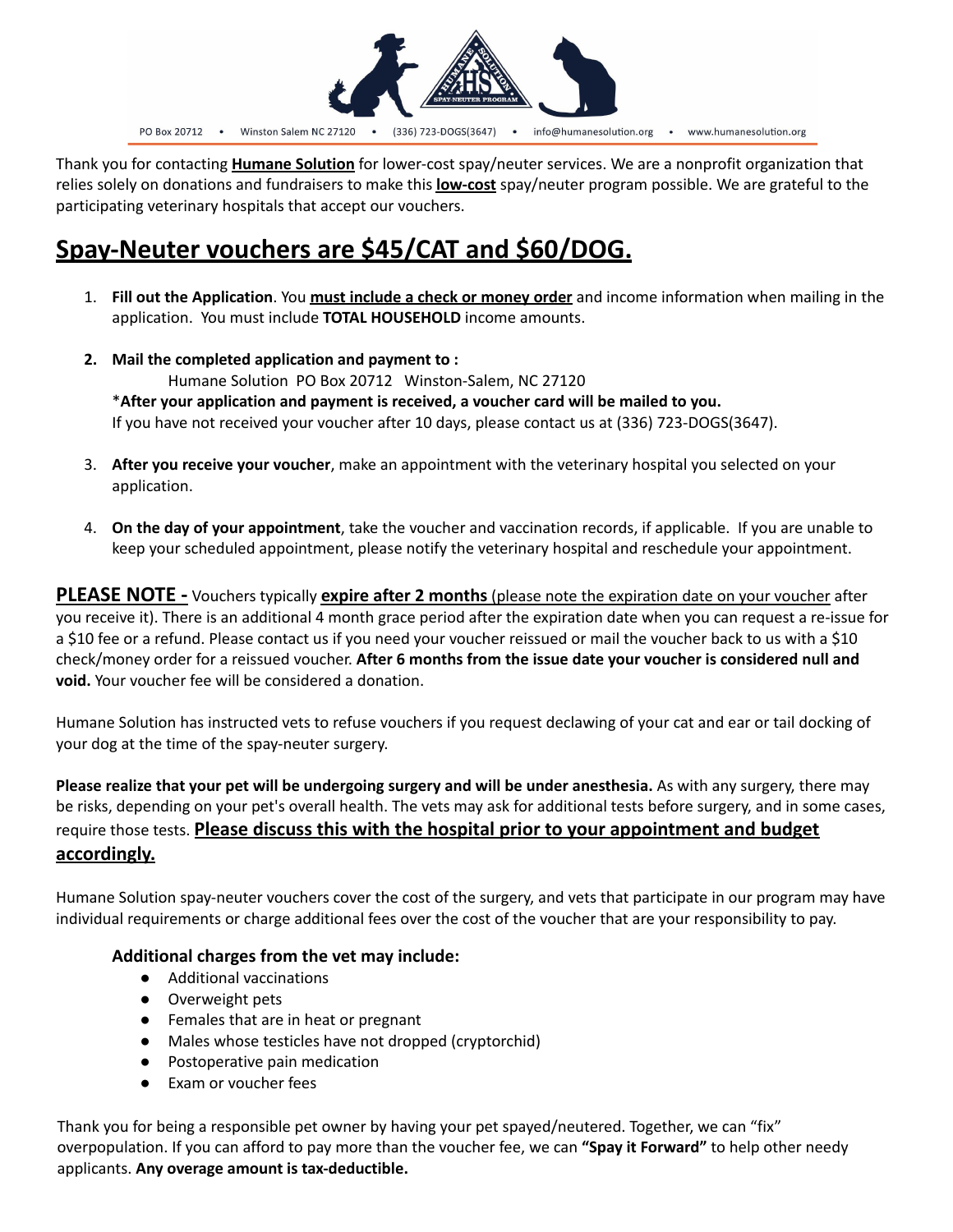PO Box 20712 • Winston Salem NC 27120 • (336) 723-DOGS(3647) • info@humanesolution.org • www.humanesolution.org

Thank you for contacting **Humane Solution** for lower-cost spay/neuter services. We are a nonprofit organization that relies solely on donations and fundraisers to make this **low-cost** spay/neuter program possible. We are grateful to the participating veterinary hospitals that accept our vouchers.

# Spay-Neuter vouchers are $45/CAT and $60/DOG.

1. **Fill out the Application**. You **must include a check or money order** and income information when mailing in the application. You must include **TOTAL HOUSEHOLD** income amounts.

2. **Mail the completed application and payment to :**
   Humane Solution PO Box 20712 Winston-Salem, NC 27120
   ***After your application and payment is received, a voucher card will be mailed to you.**
   If you have not received your voucher after 10 days, please contact us at (336) 723-DOGS(3647).

3. **After you receive your voucher**, make an appointment with the veterinary hospital you selected on your application.

4. **On the day of your appointment**, take the voucher and vaccination records, if applicable. If you are unable to keep your scheduled appointment, please notify the veterinary hospital and reschedule your appointment.

**PLEASE NOTE -** Vouchers typically **expire after 2 months** (please note the expiration date on your voucher after you receive it). There is an additional 4 month grace period after the expiration date when you can request a re-issue for a $10 fee or a refund. Please contact us if you need your voucher reissued or mail the voucher back to us with a $10 check/money order for a reissued voucher. **After 6 months from the issue date your voucher is considered null and void.** Your voucher fee will be considered a donation.

Humane Solution has instructed vets to refuse vouchers if you request declawing of your cat and ear or tail docking of your dog at the time of the spay-neuter surgery.

**Please realize that your pet will be undergoing surgery and will be under anesthesia.** As with any surgery, there may be risks, depending on your pet's overall health. The vets may ask for additional tests before surgery, and in some cases, require those tests. **Please discuss this with the hospital prior to your appointment and budget accordingly.**

Humane Solution spay-neuter vouchers cover the cost of the surgery, and vets that participate in our program may have individual requirements or charge additional fees over the cost of the voucher that are your responsibility to pay.

### Additional charges from the vet may include:

- Additional vaccinations
- Overweight pets
- Females that are in heat or pregnant
- Males whose testicles have not dropped (cryptorchid)
- Postoperative pain medication
- Exam or voucher fees

Thank you for being a responsible pet owner by having your pet spayed/neutered. Together, we can "fix" overpopulation. If you can afford to pay more than the voucher fee, we can **"Spay it Forward"** to help other needy applicants. **Any overage amount is tax-deductible.**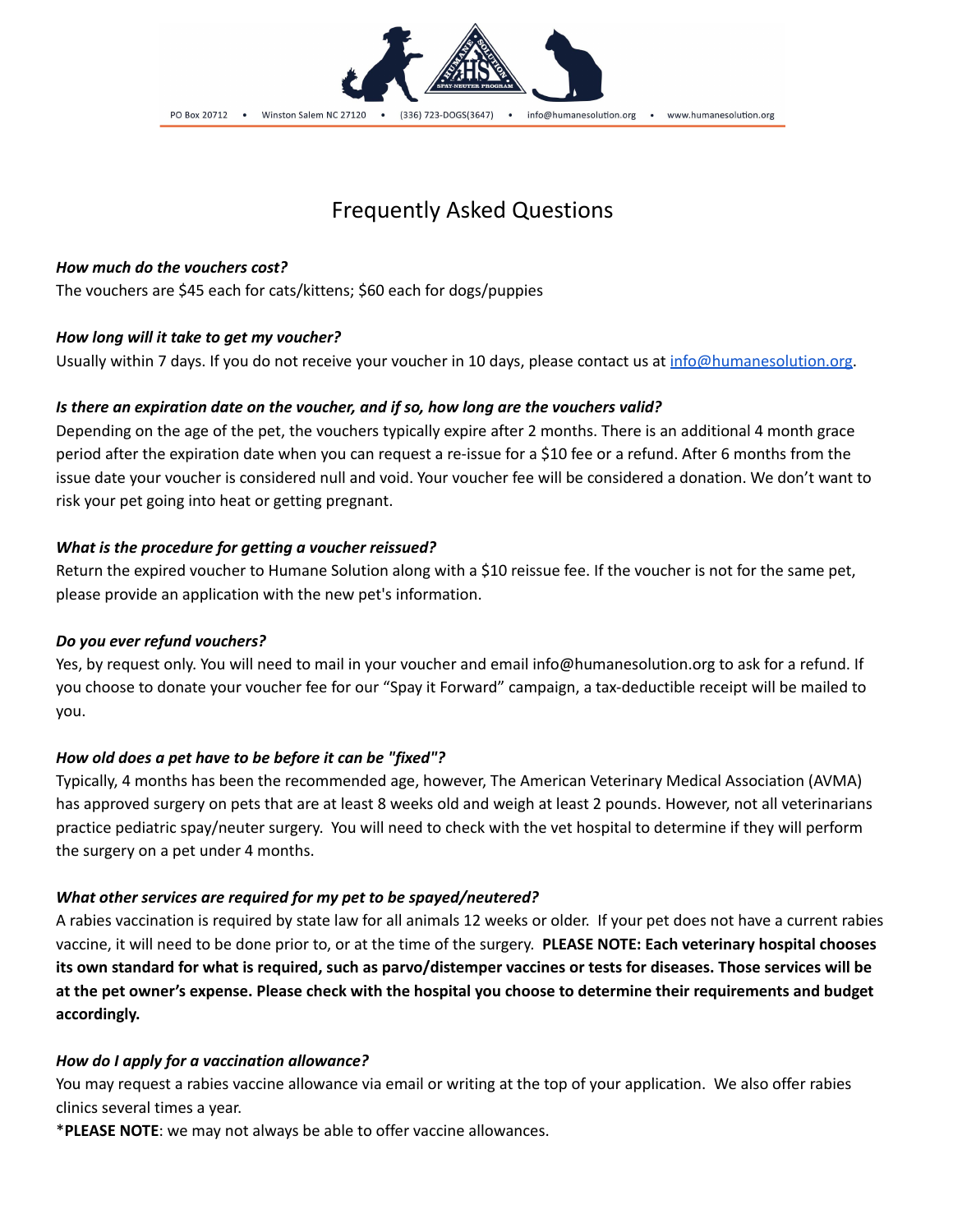# Frequently Asked Questions

***How much do the vouchers cost?***

The vouchers are $45 each for cats/kittens; $60 each for dogs/puppies

***How long will it take to get my voucher?***

Usually within 7 days. If you do not receive your voucher in 10 days, please contact us at [info@humanesolution.org](mailto:info@humanesolution.org).

***Is there an expiration date on the voucher, and if so, how long are the vouchers valid?***

Depending on the age of the pet, the vouchers typically expire after 2 months. There is an additional 4 month grace period after the expiration date when you can request a re-issue for a $10 fee or a refund. After 6 months from the issue date your voucher is considered null and void. Your voucher fee will be considered a donation. We don't want to risk your pet going into heat or getting pregnant.

***What is the procedure for getting a voucher reissued?***

Return the expired voucher to Humane Solution along with a $10 reissue fee. If the voucher is not for the same pet, please provide an application with the new pet's information.

***Do you ever refund vouchers?***

Yes, by request only. You will need to mail in your voucher and email info@humanesolution.org to ask for a refund. If you choose to donate your voucher fee for our "Spay it Forward" campaign, a tax-deductible receipt will be mailed to you.

***How old does a pet have to be before it can be "fixed"?***

Typically, 4 months has been the recommended age, however, The American Veterinary Medical Association (AVMA) has approved surgery on pets that are at least 8 weeks old and weigh at least 2 pounds. However, not all veterinarians practice pediatric spay/neuter surgery. You will need to check with the vet hospital to determine if they will perform the surgery on a pet under 4 months.

***What other services are required for my pet to be spayed/neutered?***

A rabies vaccination is required by state law for all animals 12 weeks or older. If your pet does not have a current rabies vaccine, it will need to be done prior to, or at the time of the surgery. **PLEASE NOTE: Each veterinary hospital chooses its own standard for what is required, such as parvo/distemper vaccines or tests for diseases. Those services will be at the pet owner's expense. Please check with the hospital you choose to determine their requirements and budget accordingly.**

***How do I apply for a vaccination allowance?***

You may request a rabies vaccine allowance via email or writing at the top of your application. We also offer rabies clinics several times a year.

\***PLEASE NOTE**: we may not always be able to offer vaccine allowances.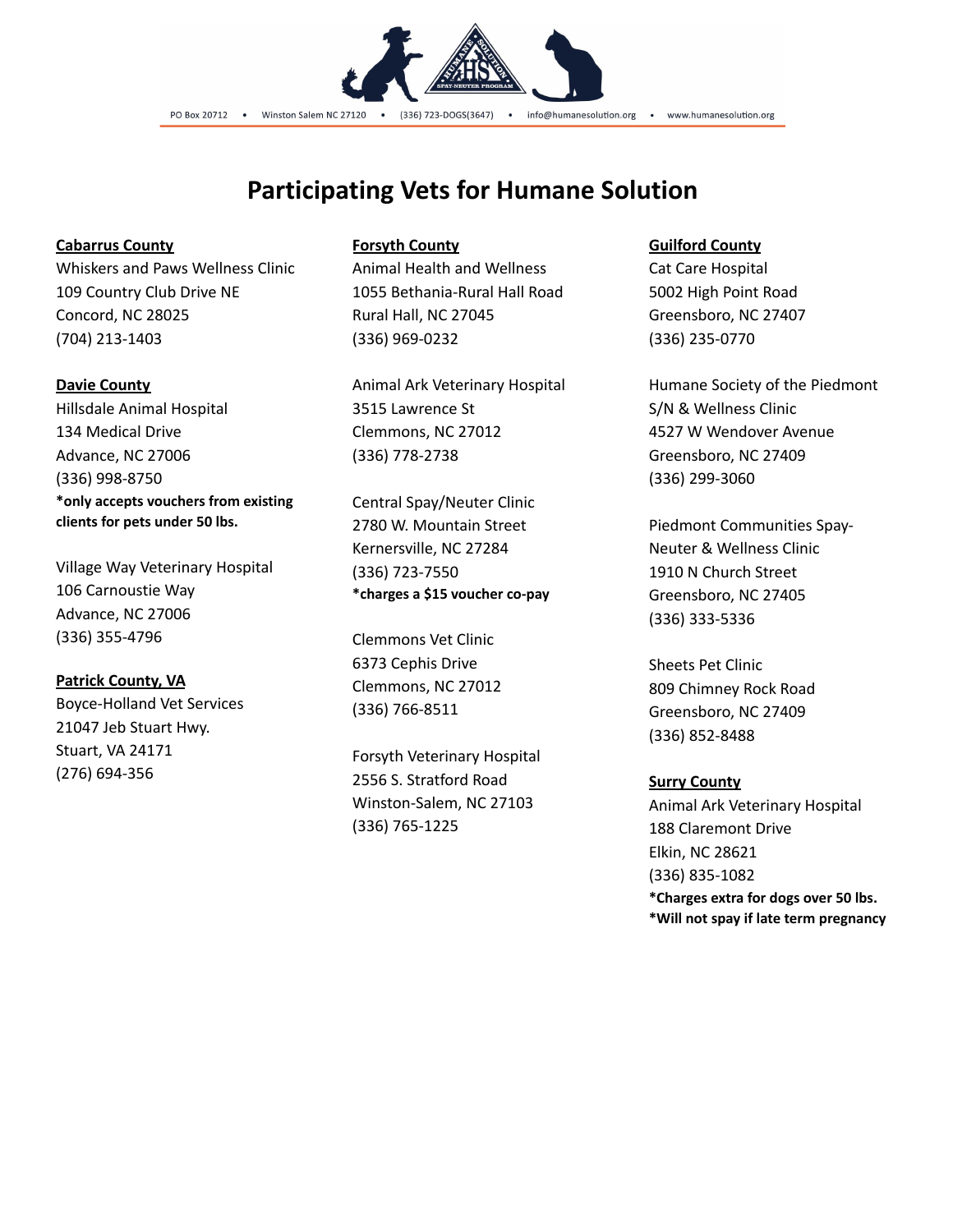# Participating Vets for Humane Solution

**Cabarrus County**

Whiskers and Paws Wellness Clinic
109 Country Club Drive NE
Concord, NC 28025
(704) 213-1403

**Davie County**

Hillsdale Animal Hospital
134 Medical Drive
Advance, NC 27006
(336) 998-8750
***only accepts vouchers from existing clients for pets under 50 lbs.**

Village Way Veterinary Hospital
106 Carnoustie Way
Advance, NC 27006
(336) 355-4796

**Patrick County, VA**

Boyce-Holland Vet Services
21047 Jeb Stuart Hwy.
Stuart, VA 24171
(276) 694-356

**Forsyth County**

Animal Health and Wellness
1055 Bethania-Rural Hall Road
Rural Hall, NC 27045
(336) 969-0232

Animal Ark Veterinary Hospital
3515 Lawrence St
Clemmons, NC 27012
(336) 778-2738

Central Spay/Neuter Clinic
2780 W. Mountain Street
Kernersville, NC 27284
(336) 723-7550
***charges a $15 voucher co-pay**

Clemmons Vet Clinic
6373 Cephis Drive
Clemmons, NC 27012
(336) 766-8511

Forsyth Veterinary Hospital
2556 S. Stratford Road
Winston-Salem, NC 27103
(336) 765-1225

**Guilford County**

Cat Care Hospital
5002 High Point Road
Greensboro, NC 27407
(336) 235-0770

Humane Society of the Piedmont S/N & Wellness Clinic
4527 W Wendover Avenue
Greensboro, NC 27409
(336) 299-3060

Piedmont Communities Spay-Neuter & Wellness Clinic
1910 N Church Street
Greensboro, NC 27405
(336) 333-5336

Sheets Pet Clinic
809 Chimney Rock Road
Greensboro, NC 27409
(336) 852-8488

**Surry County**

Animal Ark Veterinary Hospital
188 Claremont Drive
Elkin, NC 28621
(336) 835-1082
***Charges extra for dogs over 50 lbs.**
***Will not spay if late term pregnancy**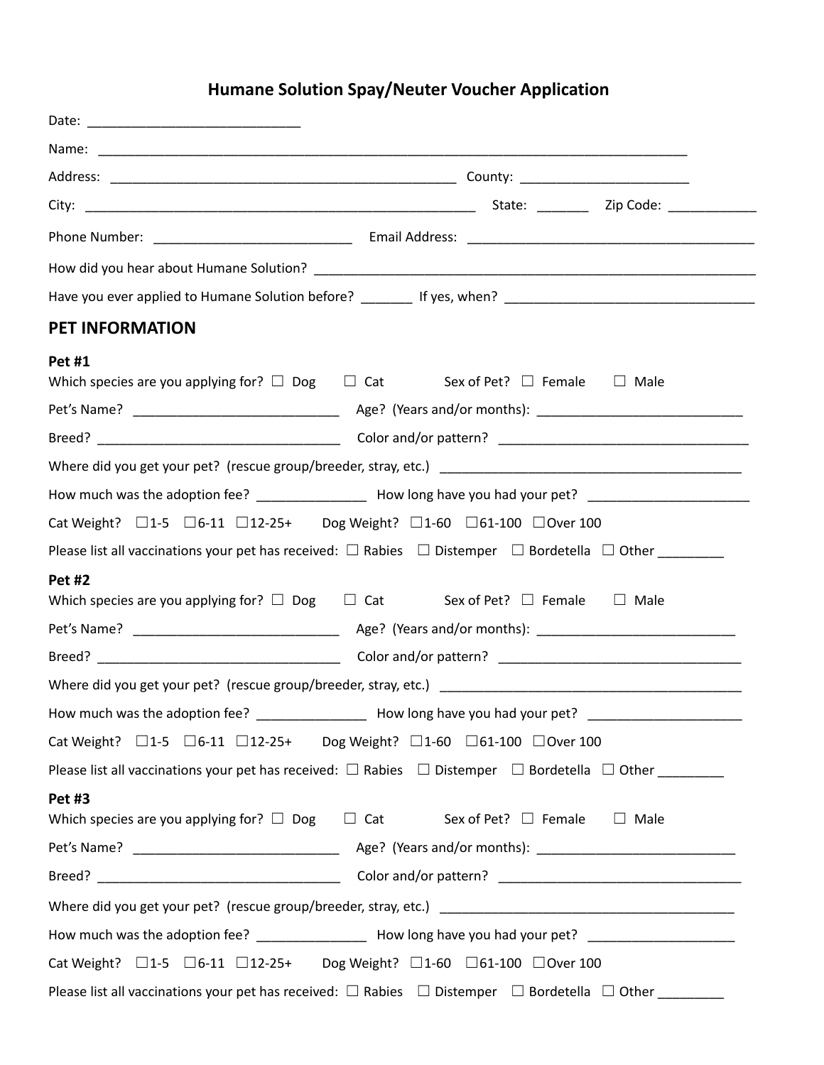# Humane Solution Spay/Neuter Voucher Application

Date: ____________________________

Name: ________________________________________________________________________________

Address: _______________________________________________ County: ______________________

City: ____________________________________________________ State: _______ Zip Code: ____________

Phone Number: ___________________________ Email Address: _______________________________________

How did you hear about Humane Solution? ______________________________________________________________

Have you ever applied to Humane Solution before? _______ If yes, when? _________________________________

## PET INFORMATION

### Pet #1

Which species are you applying for? ☐ Dog ☐ Cat Sex of Pet? ☐ Female ☐ Male

Pet's Name? ____________________________ Age? (Years and/or months): ___________________________

Breed? _________________________________ Color and/or pattern? __________________________________

Where did you get your pet? (rescue group/breeder, stray, etc.) _________________________________________

How much was the adoption fee? _______________ How long have you had your pet? _____________________

Cat Weight? ☐1-5 ☐6-11 ☐12-25+ Dog Weight? ☐1-60 ☐61-100 ☐Over 100

Please list all vaccinations your pet has received: ☐ Rabies ☐ Distemper ☐ Bordetella ☐ Other ________

### Pet #2

Which species are you applying for? ☐ Dog ☐ Cat Sex of Pet? ☐ Female ☐ Male

Pet's Name? ____________________________ Age? (Years and/or months): ___________________________

Breed? _________________________________ Color and/or pattern? _________________________________

Where did you get your pet? (rescue group/breeder, stray, etc.) _________________________________________

How much was the adoption fee? _______________ How long have you had your pet? ____________________

Cat Weight? ☐1-5 ☐6-11 ☐12-25+ Dog Weight? ☐1-60 ☐61-100 ☐Over 100

Please list all vaccinations your pet has received: ☐ Rabies ☐ Distemper ☐ Bordetella ☐ Other ________

### Pet #3

Which species are you applying for? ☐ Dog ☐ Cat Sex of Pet? ☐ Female ☐ Male

Pet's Name? ____________________________ Age? (Years and/or months): ___________________________

Breed? _________________________________ Color and/or pattern? _________________________________

Where did you get your pet? (rescue group/breeder, stray, etc.) ________________________________________

How much was the adoption fee? _______________ How long have you had your pet? ____________________

Cat Weight? ☐1-5 ☐6-11 ☐12-25+ Dog Weight? ☐1-60 ☐61-100 ☐Over 100

Please list all vaccinations your pet has received: ☐ Rabies ☐ Distemper ☐ Bordetella ☐ Other ________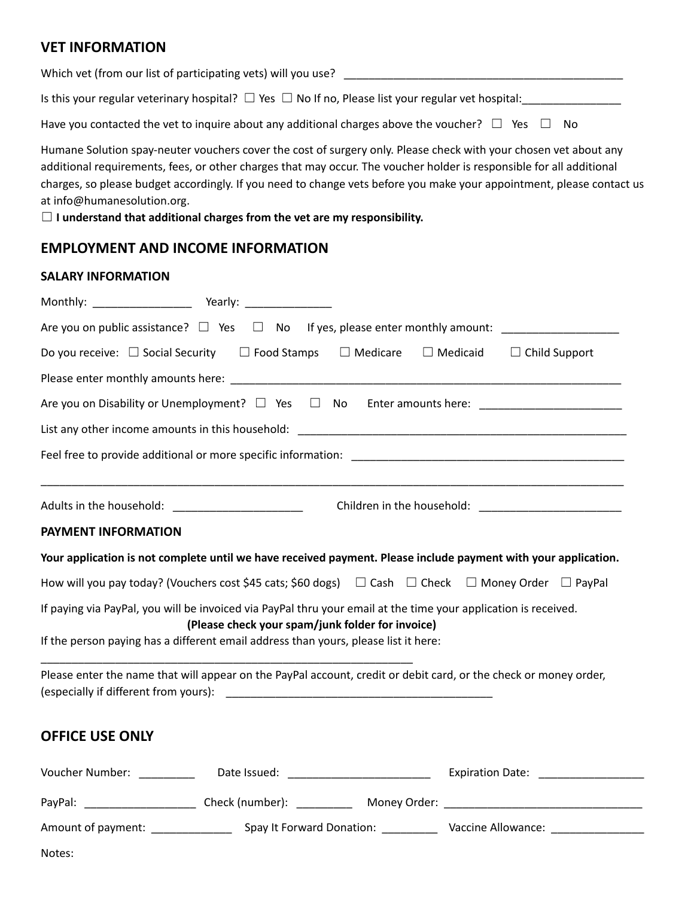## VET INFORMATION

Which vet (from our list of participating vets) will you use? _______________________________________________

Is this your regular veterinary hospital? ☐ Yes ☐ No If no, Please list your regular vet hospital:________________

Have you contacted the vet to inquire about any additional charges above the voucher? ☐ Yes ☐ No

Humane Solution spay-neuter vouchers cover the cost of surgery only. Please check with your chosen vet about any additional requirements, fees, or other charges that may occur. The voucher holder is responsible for all additional charges, so please budget accordingly. If you need to change vets before you make your appointment, please contact us at info@humanesolution.org.

☐ **I understand that additional charges from the vet are my responsibility.**

## EMPLOYMENT AND INCOME INFORMATION

### SALARY INFORMATION

Monthly: ________________ Yearly: ______________

Are you on public assistance? ☐ Yes ☐ No If yes, please enter monthly amount: ___________________

Do you receive: ☐ Social Security ☐ Food Stamps ☐ Medicare ☐ Medicaid ☐ Child Support

Please enter monthly amounts here: _________________________________________________________________

Are you on Disability or Unemployment? ☐ Yes ☐ No Enter amounts here: _______________________

List any other income amounts in this household: ________________________________________________________

Feel free to provide additional or more specific information: ______________________________________________

_____________________________________________________________________________________________________

Adults in the household: _____________________ Children in the household: _______________________

### PAYMENT INFORMATION

**Your application is not complete until we have received payment. Please include payment with your application.**

How will you pay today? (Vouchers cost $45 cats; $60 dogs) ☐ Cash ☐ Check ☐ Money Order ☐ PayPal

If paying via PayPal, you will be invoiced via PayPal thru your email at the time your application is received.

**(Please check your spam/junk folder for invoice)**

If the person paying has a different email address than yours, please list it here:

_______________________________________________________________

Please enter the name that will appear on the PayPal account, credit or debit card, or the check or money order, (especially if different from yours): _____________________________________________

## OFFICE USE ONLY

Voucher Number: _________ Date Issued: _______________________ Expiration Date: _________________

PayPal: __________________ Check (number): _________ Money Order: ________________________________

Amount of payment: _____________ Spay It Forward Donation: _________ Vaccine Allowance: _______________

Notes: